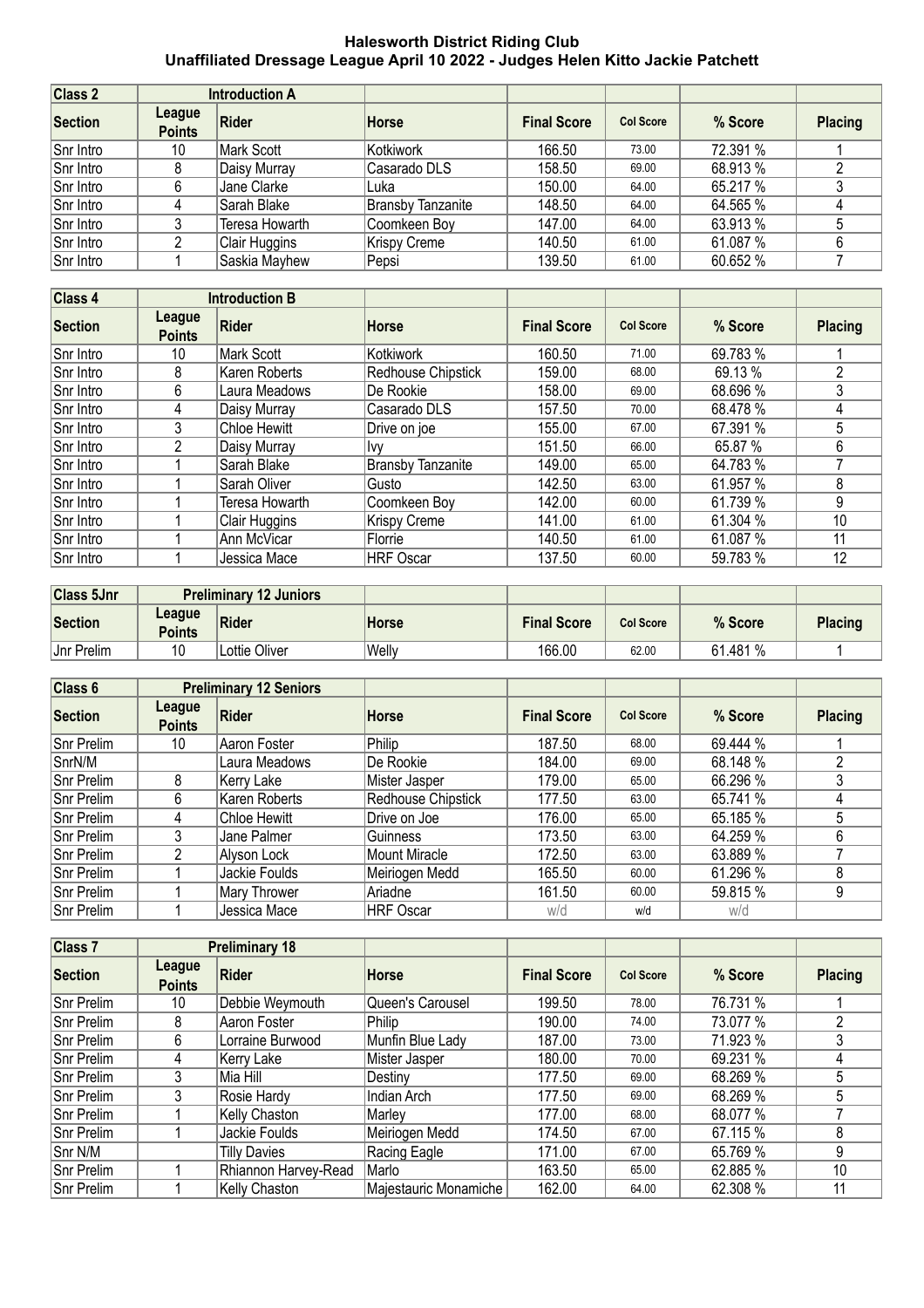# Halesworth District Riding Club
## Unaffiliated Dressage League April 10 2022 - Judges Helen Kitto Jackie Patchett

| Class 2 | Introduction A | | | | | | |
|---|---|---|---|---|---|---|---|
| **Section** | **League Points** | **Rider** | **Horse** | **Final Score** | **Col Score** | **% Score** | **Placing** |
| Snr Intro | 10 | Mark Scott | Kotkiwork | 166.50 | 73.00 | 72.391 % | 1 |
| Snr Intro | 8 | Daisy Murray | Casarado DLS | 158.50 | 69.00 | 68.913 % | 2 |
| Snr Intro | 6 | Jane Clarke | Luka | 150.00 | 64.00 | 65.217 % | 3 |
| Snr Intro | 4 | Sarah Blake | Bransby Tanzanite | 148.50 | 64.00 | 64.565 % | 4 |
| Snr Intro | 3 | Teresa Howarth | Coomkeen Boy | 147.00 | 64.00 | 63.913 % | 5 |
| Snr Intro | 2 | Clair Huggins | Krispy Creme | 140.50 | 61.00 | 61.087 % | 6 |
| Snr Intro | 1 | Saskia Mayhew | Pepsi | 139.50 | 61.00 | 60.652 % | 7 |

| Class 4 | Introduction B | | | | | | |
|---|---|---|---|---|---|---|---|
| **Section** | **League Points** | **Rider** | **Horse** | **Final Score** | **Col Score** | **% Score** | **Placing** |
| Snr Intro | 10 | Mark Scott | Kotkiwork | 160.50 | 71.00 | 69.783 % | 1 |
| Snr Intro | 8 | Karen Roberts | Redhouse Chipstick | 159.00 | 68.00 | 69.13 % | 2 |
| Snr Intro | 6 | Laura Meadows | De Rookie | 158.00 | 69.00 | 68.696 % | 3 |
| Snr Intro | 4 | Daisy Murray | Casarado DLS | 157.50 | 70.00 | 68.478 % | 4 |
| Snr Intro | 3 | Chloe Hewitt | Drive on joe | 155.00 | 67.00 | 67.391 % | 5 |
| Snr Intro | 2 | Daisy Murray | Ivy | 151.50 | 66.00 | 65.87 % | 6 |
| Snr Intro | 1 | Sarah Blake | Bransby Tanzanite | 149.00 | 65.00 | 64.783 % | 7 |
| Snr Intro | 1 | Sarah Oliver | Gusto | 142.50 | 63.00 | 61.957 % | 8 |
| Snr Intro | 1 | Teresa Howarth | Coomkeen Boy | 142.00 | 60.00 | 61.739 % | 9 |
| Snr Intro | 1 | Clair Huggins | Krispy Creme | 141.00 | 61.00 | 61.304 % | 10 |
| Snr Intro | 1 | Ann McVicar | Florrie | 140.50 | 61.00 | 61.087 % | 11 |
| Snr Intro | 1 | Jessica Mace | HRF Oscar | 137.50 | 60.00 | 59.783 % | 12 |

| Class 5Jnr | Preliminary 12 Juniors | | | | | | |
|---|---|---|---|---|---|---|---|
| **Section** | **League Points** | **Rider** | **Horse** | **Final Score** | **Col Score** | **% Score** | **Placing** |
| Jnr Prelim | 10 | Lottie Oliver | Welly | 166.00 | 62.00 | 61.481 % | 1 |

| Class 6 | Preliminary 12 Seniors | | | | | | |
|---|---|---|---|---|---|---|---|
| **Section** | **League Points** | **Rider** | **Horse** | **Final Score** | **Col Score** | **% Score** | **Placing** |
| Snr Prelim | 10 | Aaron Foster | Philip | 187.50 | 68.00 | 69.444 % | 1 |
| SnrN/M | | Laura Meadows | De Rookie | 184.00 | 69.00 | 68.148 % | 2 |
| Snr Prelim | 8 | Kerry Lake | Mister Jasper | 179.00 | 65.00 | 66.296 % | 3 |
| Snr Prelim | 6 | Karen Roberts | Redhouse Chipstick | 177.50 | 63.00 | 65.741 % | 4 |
| Snr Prelim | 4 | Chloe Hewitt | Drive on Joe | 176.00 | 65.00 | 65.185 % | 5 |
| Snr Prelim | 3 | Jane Palmer | Guinness | 173.50 | 63.00 | 64.259 % | 6 |
| Snr Prelim | 2 | Alyson Lock | Mount Miracle | 172.50 | 63.00 | 63.889 % | 7 |
| Snr Prelim | 1 | Jackie Foulds | Meiriogen Medd | 165.50 | 60.00 | 61.296 % | 8 |
| Snr Prelim | 1 | Mary Thrower | Ariadne | 161.50 | 60.00 | 59.815 % | 9 |
| Snr Prelim | 1 | Jessica Mace | HRF Oscar | w/d | w/d | w/d | |

| Class 7 | Preliminary 18 | | | | | | |
|---|---|---|---|---|---|---|---|
| **Section** | **League Points** | **Rider** | **Horse** | **Final Score** | **Col Score** | **% Score** | **Placing** |
| Snr Prelim | 10 | Debbie Weymouth | Queen's Carousel | 199.50 | 78.00 | 76.731 % | 1 |
| Snr Prelim | 8 | Aaron Foster | Philip | 190.00 | 74.00 | 73.077 % | 2 |
| Snr Prelim | 6 | Lorraine Burwood | Munfin Blue Lady | 187.00 | 73.00 | 71.923 % | 3 |
| Snr Prelim | 4 | Kerry Lake | Mister Jasper | 180.00 | 70.00 | 69.231 % | 4 |
| Snr Prelim | 3 | Mia Hill | Destiny | 177.50 | 69.00 | 68.269 % | 5 |
| Snr Prelim | 3 | Rosie Hardy | Indian Arch | 177.50 | 69.00 | 68.269 % | 5 |
| Snr Prelim | 1 | Kelly Chaston | Marley | 177.00 | 68.00 | 68.077 % | 7 |
| Snr Prelim | 1 | Jackie Foulds | Meiriogen Medd | 174.50 | 67.00 | 67.115 % | 8 |
| Snr N/M | | Tilly Davies | Racing Eagle | 171.00 | 67.00 | 65.769 % | 9 |
| Snr Prelim | 1 | Rhiannon Harvey-Read | Marlo | 163.50 | 65.00 | 62.885 % | 10 |
| Snr Prelim | 1 | Kelly Chaston | Majestauric Monamiche | 162.00 | 64.00 | 62.308 % | 11 |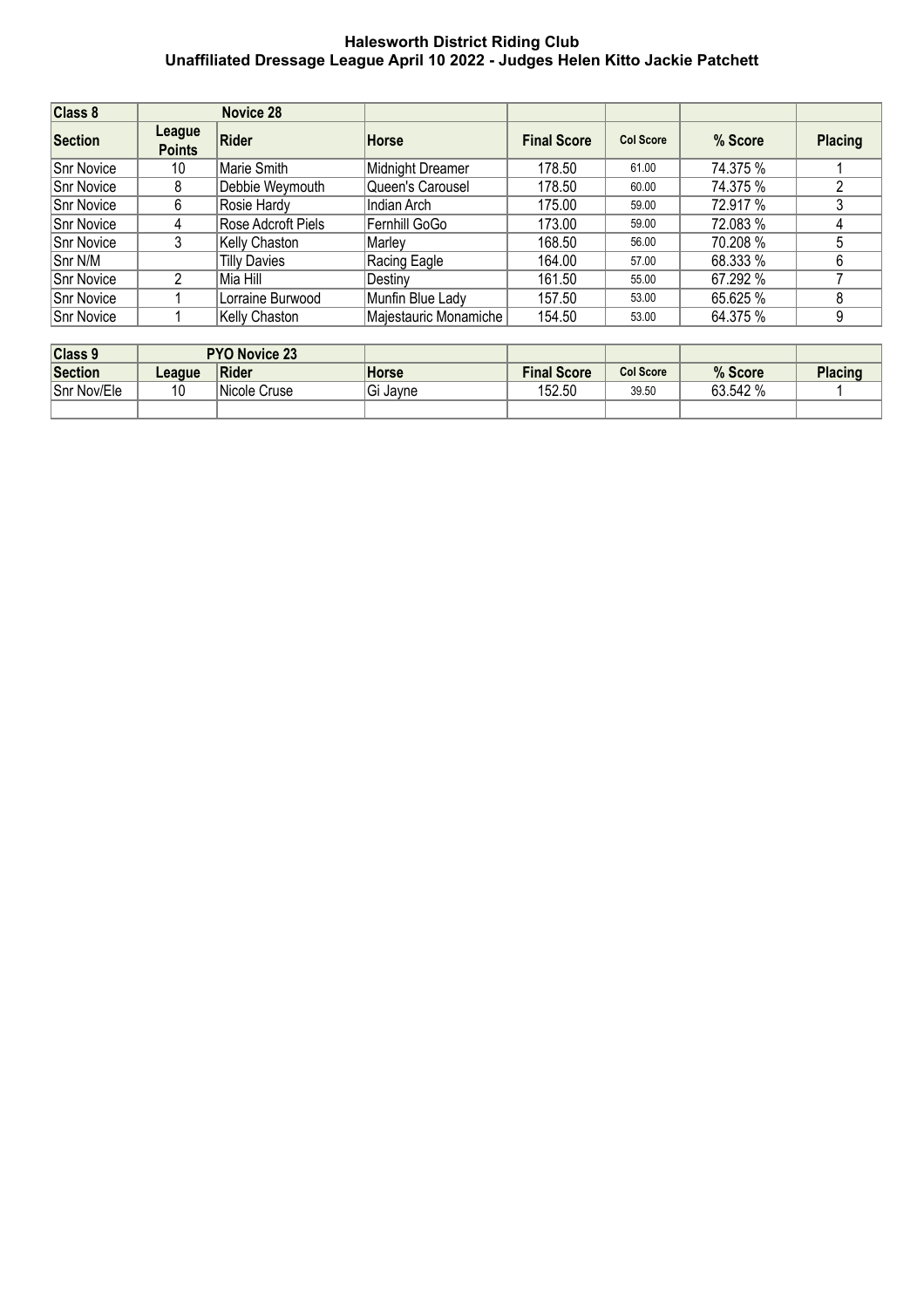**Halesworth District Riding Club**
**Unaffiliated Dressage League April 10 2022 - Judges Helen Kitto Jackie Patchett**

| Class 8 | Novice 28 | | | | | | |
|---|---|---|---|---|---|---|---|
| **Section** | **League Points** | **Rider** | **Horse** | **Final Score** | **Col Score** | **% Score** | **Placing** |
| Snr Novice | 10 | Marie Smith | Midnight Dreamer | 178.50 | 61.00 | 74.375 % | 1 |
| Snr Novice | 8 | Debbie Weymouth | Queen's Carousel | 178.50 | 60.00 | 74.375 % | 2 |
| Snr Novice | 6 | Rosie Hardy | Indian Arch | 175.00 | 59.00 | 72.917 % | 3 |
| Snr Novice | 4 | Rose Adcroft Piels | Fernhill GoGo | 173.00 | 59.00 | 72.083 % | 4 |
| Snr Novice | 3 | Kelly Chaston | Marley | 168.50 | 56.00 | 70.208 % | 5 |
| Snr N/M | | Tilly Davies | Racing Eagle | 164.00 | 57.00 | 68.333 % | 6 |
| Snr Novice | 2 | Mia Hill | Destiny | 161.50 | 55.00 | 67.292 % | 7 |
| Snr Novice | 1 | Lorraine Burwood | Munfin Blue Lady | 157.50 | 53.00 | 65.625 % | 8 |
| Snr Novice | 1 | Kelly Chaston | Majestauric Monamiche | 154.50 | 53.00 | 64.375 % | 9 |

| Class 9 | PYO Novice 23 | | | | | | |
|---|---|---|---|---|---|---|---|
| **Section** | **League** | **Rider** | **Horse** | **Final Score** | **Col Score** | **% Score** | **Placing** |
| Snr Nov/Ele | 10 | Nicole Cruse | Gi Jayne | 152.50 | 39.50 | 63.542 % | 1 |
| | | | | | | | |